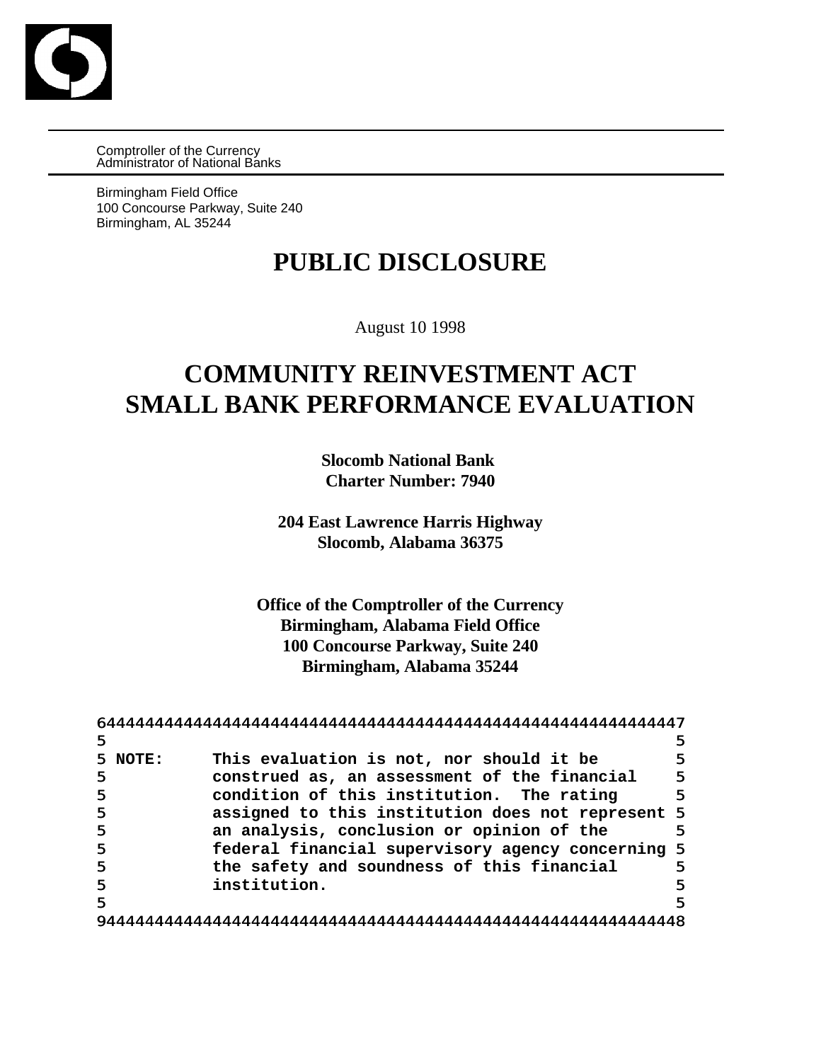Comptroller of the Currency
Administrator of National Banks

Birmingham Field Office
100 Concourse Parkway, Suite 240
Birmingham, AL 35244

# PUBLIC DISCLOSURE

August 10 1998

# COMMUNITY REINVESTMENT ACT SMALL BANK PERFORMANCE EVALUATION

**Slocomb National Bank**
**Charter Number: 7940**

**204 East Lawrence Harris Highway**
**Slocomb, Alabama 36375**

**Office of the Comptroller of the Currency**
**Birmingham, Alabama Field Office**
**100 Concourse Parkway, Suite 240**
**Birmingham, Alabama 35244**

**NOTE: This evaluation is not, nor should it be construed as, an assessment of the financial condition of this institution. The rating assigned to this institution does not represent an analysis, conclusion or opinion of the federal financial supervisory agency concerning the safety and soundness of this financial institution.**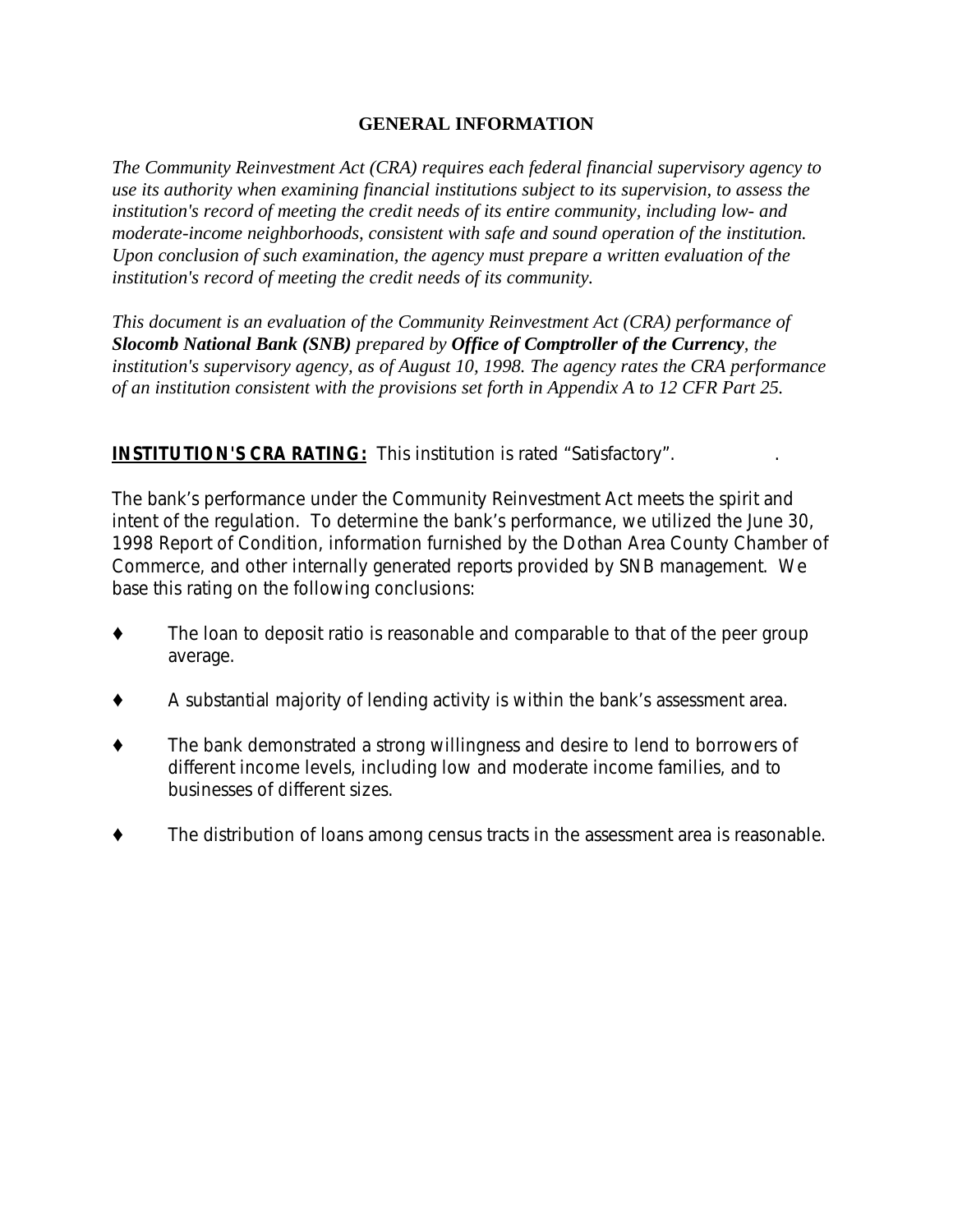## GENERAL INFORMATION

*The Community Reinvestment Act (CRA) requires each federal financial supervisory agency to use its authority when examining financial institutions subject to its supervision, to assess the institution's record of meeting the credit needs of its entire community, including low- and moderate-income neighborhoods, consistent with safe and sound operation of the institution. Upon conclusion of such examination, the agency must prepare a written evaluation of the institution's record of meeting the credit needs of its community.*

*This document is an evaluation of the Community Reinvestment Act (CRA) performance of* ***Slocomb National Bank (SNB)*** *prepared by* ***Office of Comptroller of the Currency****, the institution's supervisory agency, as of August 10, 1998. The agency rates the CRA performance of an institution consistent with the provisions set forth in Appendix A to 12 CFR Part 25.*

**INSTITUTION'S CRA RATING:** This institution is rated "Satisfactory".

The bank's performance under the Community Reinvestment Act meets the spirit and intent of the regulation. To determine the bank's performance, we utilized the June 30, 1998 Report of Condition, information furnished by the Dothan Area County Chamber of Commerce, and other internally generated reports provided by SNB management. We base this rating on the following conclusions:

- The loan to deposit ratio is reasonable and comparable to that of the peer group average.
- A substantial majority of lending activity is within the bank's assessment area.
- The bank demonstrated a strong willingness and desire to lend to borrowers of different income levels, including low and moderate income families, and to businesses of different sizes.
- The distribution of loans among census tracts in the assessment area is reasonable.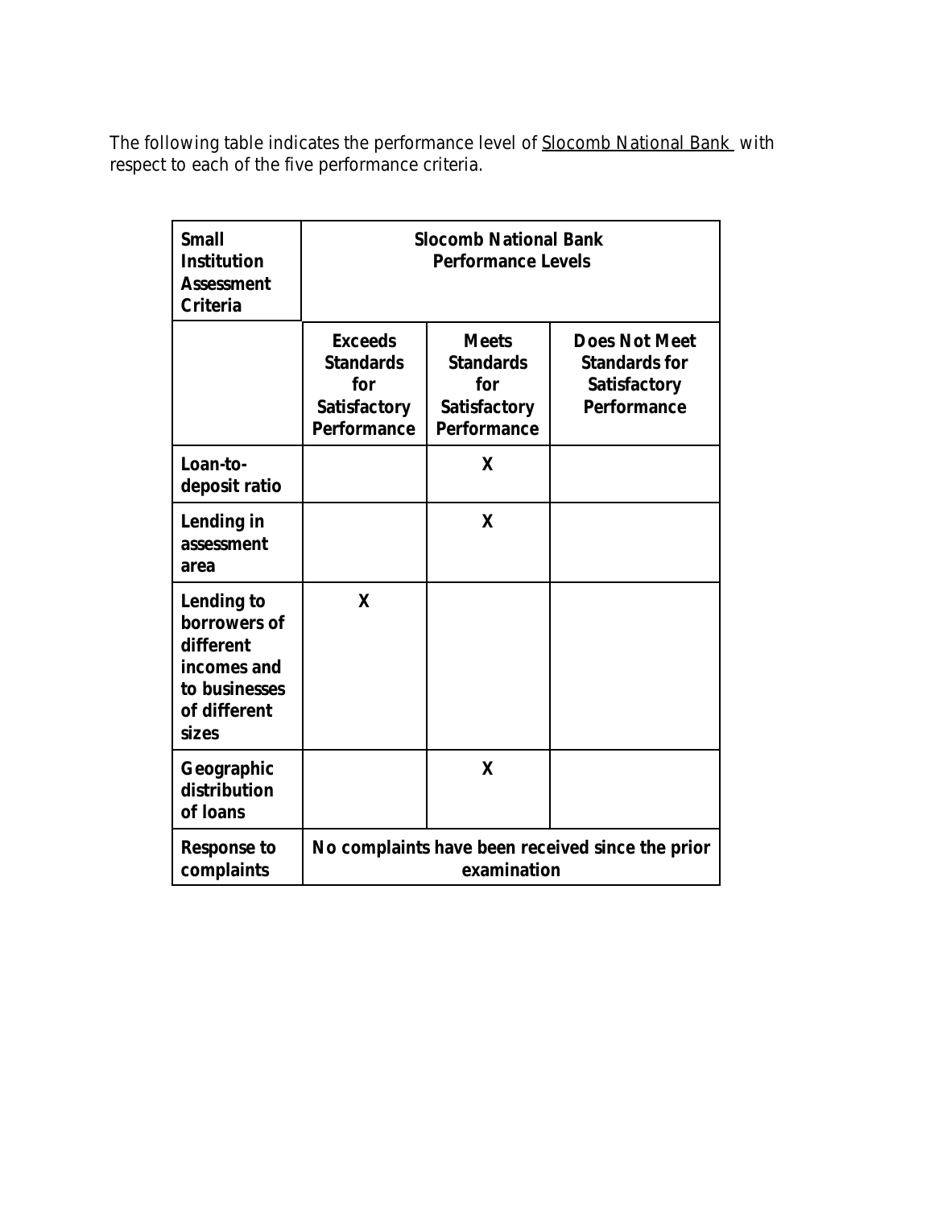The following table indicates the performance level of Slocomb National Bank with respect to each of the five performance criteria.

| Small Institution Assessment Criteria | Slocomb National Bank Performance Levels | | |
|---|---|---|---|
| | **Exceeds Standards for Satisfactory Performance** | **Meets Standards for Satisfactory Performance** | **Does Not Meet Standards for Satisfactory Performance** |
| **Loan-to-deposit ratio** | | **X** | |
| **Lending in assessment area** | | **X** | |
| **Lending to borrowers of different incomes and to businesses of different sizes** | **X** | | |
| **Geographic distribution of loans** | | **X** | |
| **Response to complaints** | **No complaints have been received since the prior examination** | | |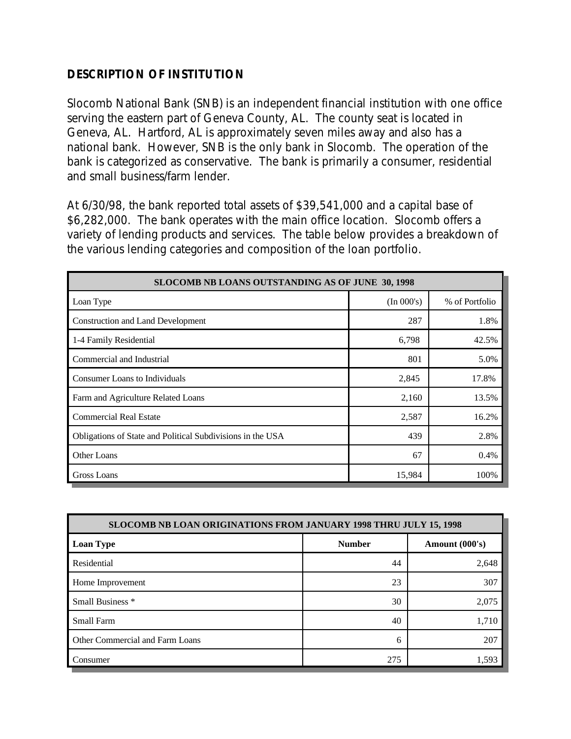## DESCRIPTION OF INSTITUTION

Slocomb National Bank (SNB) is an independent financial institution with one office serving the eastern part of Geneva County, AL. The county seat is located in Geneva, AL. Hartford, AL is approximately seven miles away and also has a national bank. However, SNB is the only bank in Slocomb. The operation of the bank is categorized as conservative. The bank is primarily a consumer, residential and small business/farm lender.

At 6/30/98, the bank reported total assets of $39,541,000 and a capital base of $6,282,000. The bank operates with the main office location. Slocomb offers a variety of lending products and services. The table below provides a breakdown of the various lending categories and composition of the loan portfolio.

| SLOCOMB NB LOANS OUTSTANDING AS OF JUNE 30, 1998 | | |
|---|---|---|
| Loan Type | (In 000's) | % of Portfolio |
| Construction and Land Development | 287 | 1.8% |
| 1-4 Family Residential | 6,798 | 42.5% |
| Commercial and Industrial | 801 | 5.0% |
| Consumer Loans to Individuals | 2,845 | 17.8% |
| Farm and Agriculture Related Loans | 2,160 | 13.5% |
| Commercial Real Estate | 2,587 | 16.2% |
| Obligations of State and Political Subdivisions in the USA | 439 | 2.8% |
| Other Loans | 67 | 0.4% |
| Gross Loans | 15,984 | 100% |

| SLOCOMB NB LOAN ORIGINATIONS FROM JANUARY 1998 THRU JULY 15, 1998 | | |
|---|---|---|
| **Loan Type** | **Number** | **Amount (000's)** |
| Residential | 44 | 2,648 |
| Home Improvement | 23 | 307 |
| Small Business * | 30 | 2,075 |
| Small Farm | 40 | 1,710 |
| Other Commercial and Farm Loans | 6 | 207 |
| Consumer | 275 | 1,593 |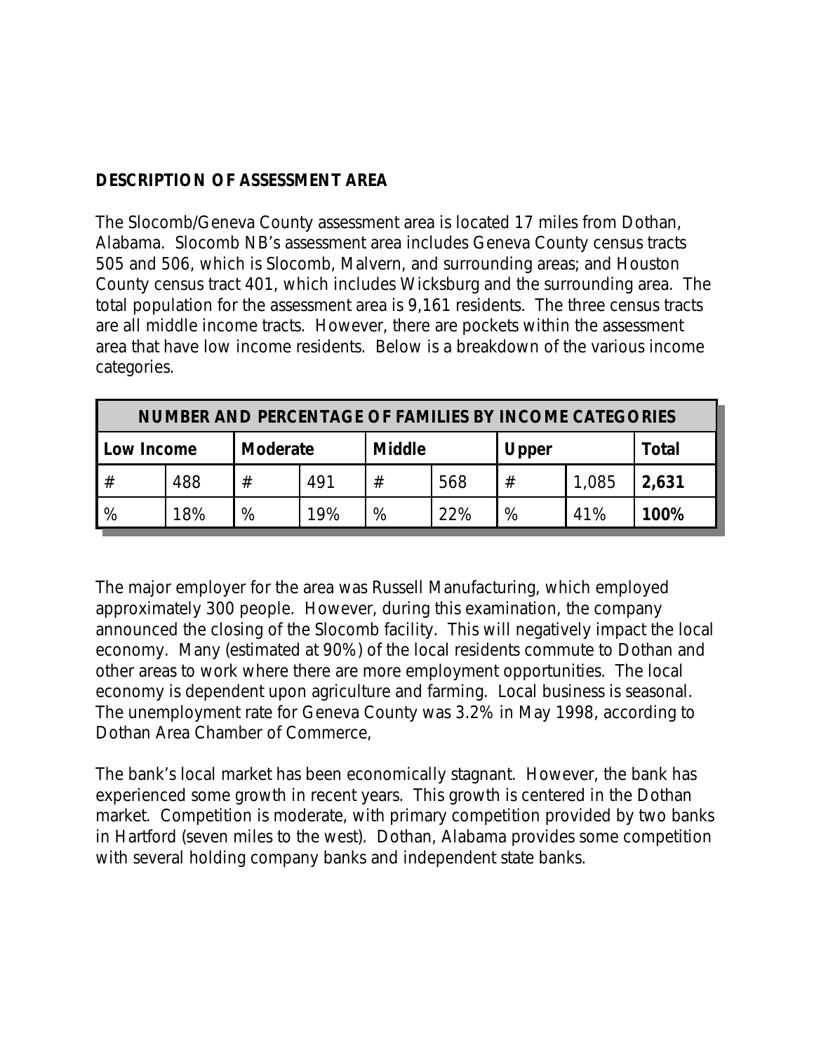## DESCRIPTION OF ASSESSMENT AREA

The Slocomb/Geneva County assessment area is located 17 miles from Dothan, Alabama. Slocomb NB's assessment area includes Geneva County census tracts 505 and 506, which is Slocomb, Malvern, and surrounding areas; and Houston County census tract 401, which includes Wicksburg and the surrounding area. The total population for the assessment area is 9,161 residents. The three census tracts are all middle income tracts. However, there are pockets within the assessment area that have low income residents. Below is a breakdown of the various income categories.

| NUMBER AND PERCENTAGE OF FAMILIES BY INCOME CATEGORIES | | | | | | | | |
|---|---|---|---|---|---|---|---|---|
| **Low Income** | | **Moderate** | | **Middle** | | **Upper** | | **Total** |
| # | 488 | # | 491 | # | 568 | # | 1,085 | **2,631** |
| % | 18% | % | 19% | % | 22% | % | 41% | **100%** |

The major employer for the area was Russell Manufacturing, which employed approximately 300 people. However, during this examination, the company announced the closing of the Slocomb facility. This will negatively impact the local economy. Many (estimated at 90%) of the local residents commute to Dothan and other areas to work where there are more employment opportunities. The local economy is dependent upon agriculture and farming. Local business is seasonal. The unemployment rate for Geneva County was 3.2% in May 1998, according to Dothan Area Chamber of Commerce,

The bank's local market has been economically stagnant. However, the bank has experienced some growth in recent years. This growth is centered in the Dothan market. Competition is moderate, with primary competition provided by two banks in Hartford (seven miles to the west). Dothan, Alabama provides some competition with several holding company banks and independent state banks.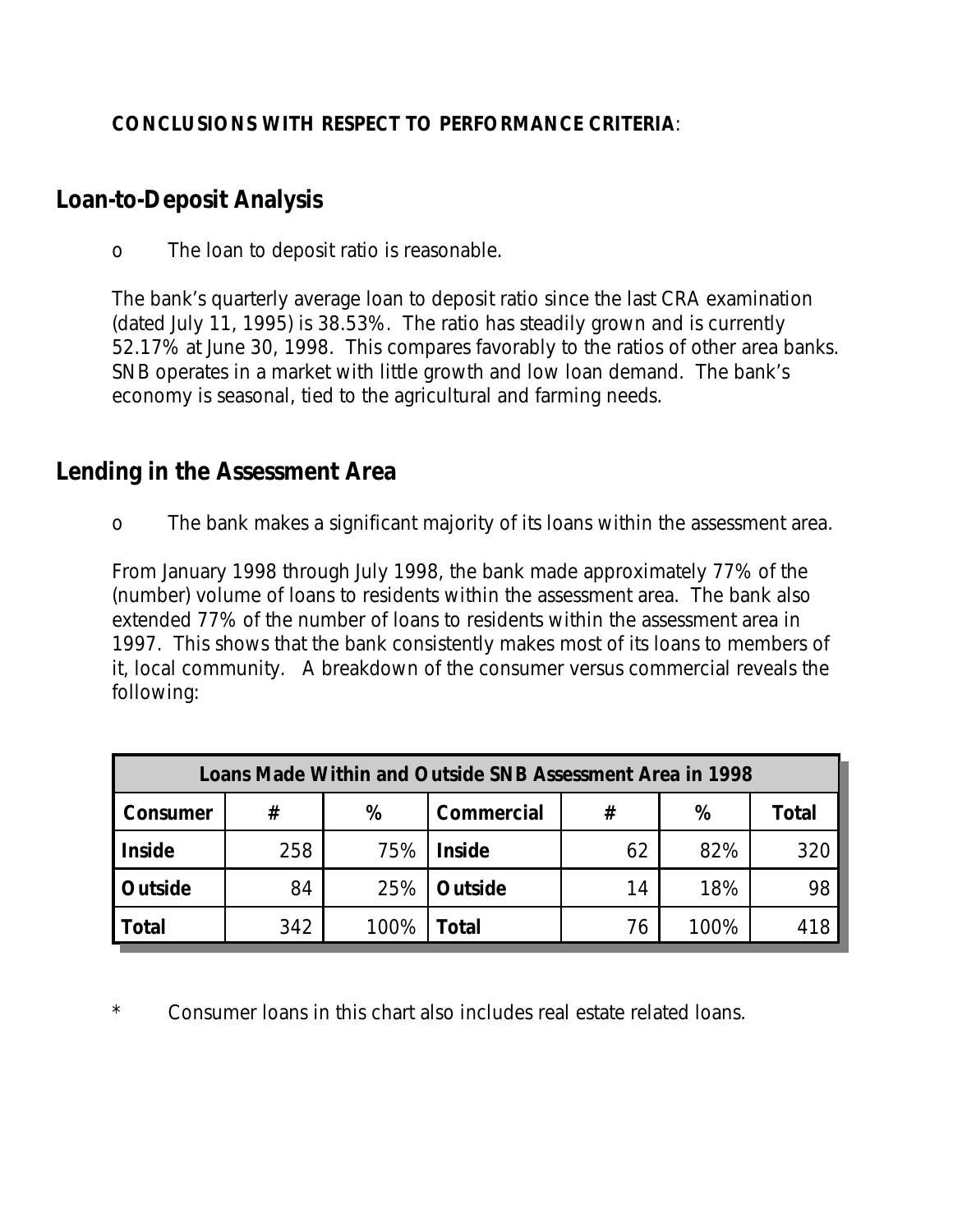**CONCLUSIONS WITH RESPECT TO PERFORMANCE CRITERIA**:

## Loan-to-Deposit Analysis

- The loan to deposit ratio is reasonable.

The bank's quarterly average loan to deposit ratio since the last CRA examination (dated July 11, 1995) is 38.53%. The ratio has steadily grown and is currently 52.17% at June 30, 1998. This compares favorably to the ratios of other area banks. SNB operates in a market with little growth and low loan demand. The bank's economy is seasonal, tied to the agricultural and farming needs.

## Lending in the Assessment Area

- The bank makes a significant majority of its loans within the assessment area.

From January 1998 through July 1998, the bank made approximately 77% of the (number) volume of loans to residents within the assessment area. The bank also extended 77% of the number of loans to residents within the assessment area in 1997. This shows that the bank consistently makes most of its loans to members of it, local community. A breakdown of the consumer versus commercial reveals the following:

| Loans Made Within and Outside SNB Assessment Area in 1998 | | | | | | |
|---|---|---|---|---|---|---|
| **Consumer** | **#** | **%** | **Commercial** | **#** | **%** | **Total** |
| **Inside** | 258 | 75% | **Inside** | 62 | 82% | 320 |
| **Outside** | 84 | 25% | **Outside** | 14 | 18% | 98 |
| **Total** | 342 | 100% | **Total** | 76 | 100% | 418 |

\* Consumer loans in this chart also includes real estate related loans.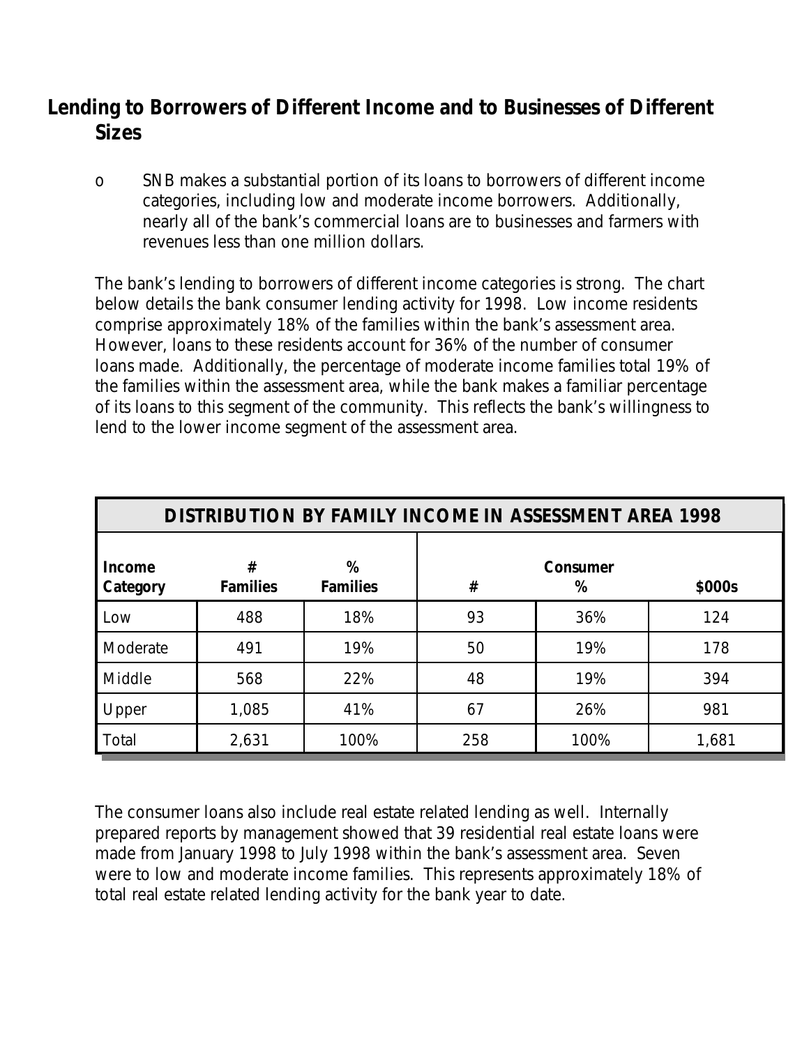## Lending to Borrowers of Different Income and to Businesses of Different Sizes

- SNB makes a substantial portion of its loans to borrowers of different income categories, including low and moderate income borrowers. Additionally, nearly all of the bank's commercial loans are to businesses and farmers with revenues less than one million dollars.

The bank's lending to borrowers of different income categories is strong. The chart below details the bank consumer lending activity for 1998. Low income residents comprise approximately 18% of the families within the bank's assessment area. However, loans to these residents account for 36% of the number of consumer loans made. Additionally, the percentage of moderate income families total 19% of the families within the assessment area, while the bank makes a familiar percentage of its loans to this segment of the community. This reflects the bank's willingness to lend to the lower income segment of the assessment area.

| DISTRIBUTION BY FAMILY INCOME IN ASSESSMENT AREA 1998 | | | | | |
|---|---|---|---|---|---|
| Income Category | # Families | % Families | Consumer # | Consumer % | Consumer $000s |
| Low | 488 | 18% | 93 | 36% | 124 |
| Moderate | 491 | 19% | 50 | 19% | 178 |
| Middle | 568 | 22% | 48 | 19% | 394 |
| Upper | 1,085 | 41% | 67 | 26% | 981 |
| Total | 2,631 | 100% | 258 | 100% | 1,681 |

The consumer loans also include real estate related lending as well. Internally prepared reports by management showed that 39 residential real estate loans were made from January 1998 to July 1998 within the bank's assessment area. Seven were to low and moderate income families. This represents approximately 18% of total real estate related lending activity for the bank year to date.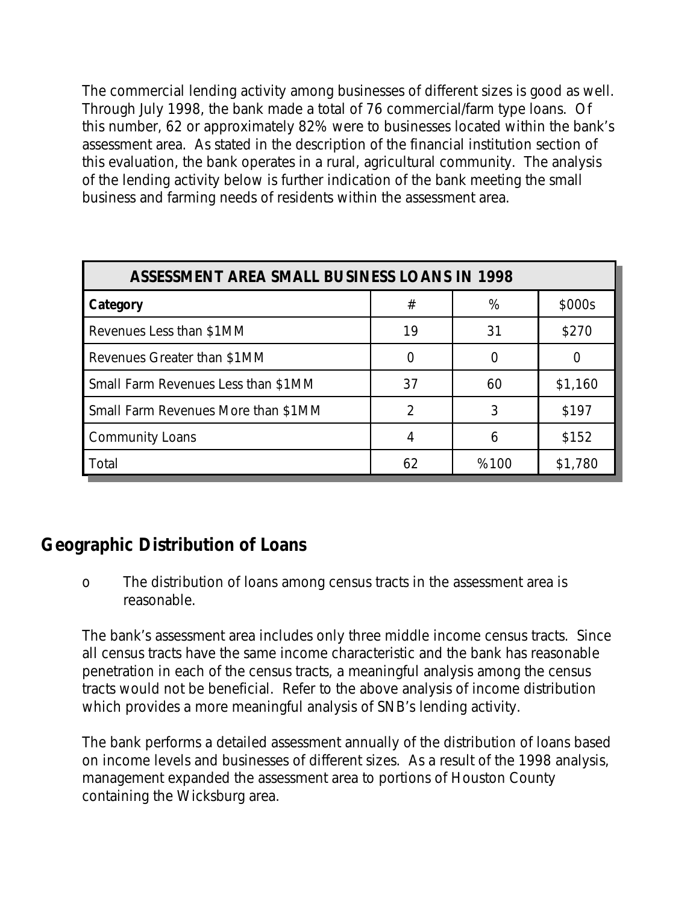The commercial lending activity among businesses of different sizes is good as well. Through July 1998, the bank made a total of 76 commercial/farm type loans. Of this number, 62 or approximately 82% were to businesses located within the bank's assessment area. As stated in the description of the financial institution section of this evaluation, the bank operates in a rural, agricultural community. The analysis of the lending activity below is further indication of the bank meeting the small business and farming needs of residents within the assessment area.

| ASSESSMENT AREA SMALL BUSINESS LOANS IN 1998 | | | |
|---|---|---|---|
| **Category** | # | % | $000s |
| Revenues Less than $1MM | 19 | 31 | $270 |
| Revenues Greater than $1MM | 0 | 0 | 0 |
| Small Farm Revenues Less than $1MM | 37 | 60 | $1,160 |
| Small Farm Revenues More than $1MM | 2 | 3 | $197 |
| Community Loans | 4 | 6 | $152 |
| Total | 62 | %100 | $1,780 |

## Geographic Distribution of Loans

- The distribution of loans among census tracts in the assessment area is reasonable.

The bank's assessment area includes only three middle income census tracts. Since all census tracts have the same income characteristic and the bank has reasonable penetration in each of the census tracts, a meaningful analysis among the census tracts would not be beneficial. Refer to the above analysis of income distribution which provides a more meaningful analysis of SNB's lending activity.

The bank performs a detailed assessment annually of the distribution of loans based on income levels and businesses of different sizes. As a result of the 1998 analysis, management expanded the assessment area to portions of Houston County containing the Wicksburg area.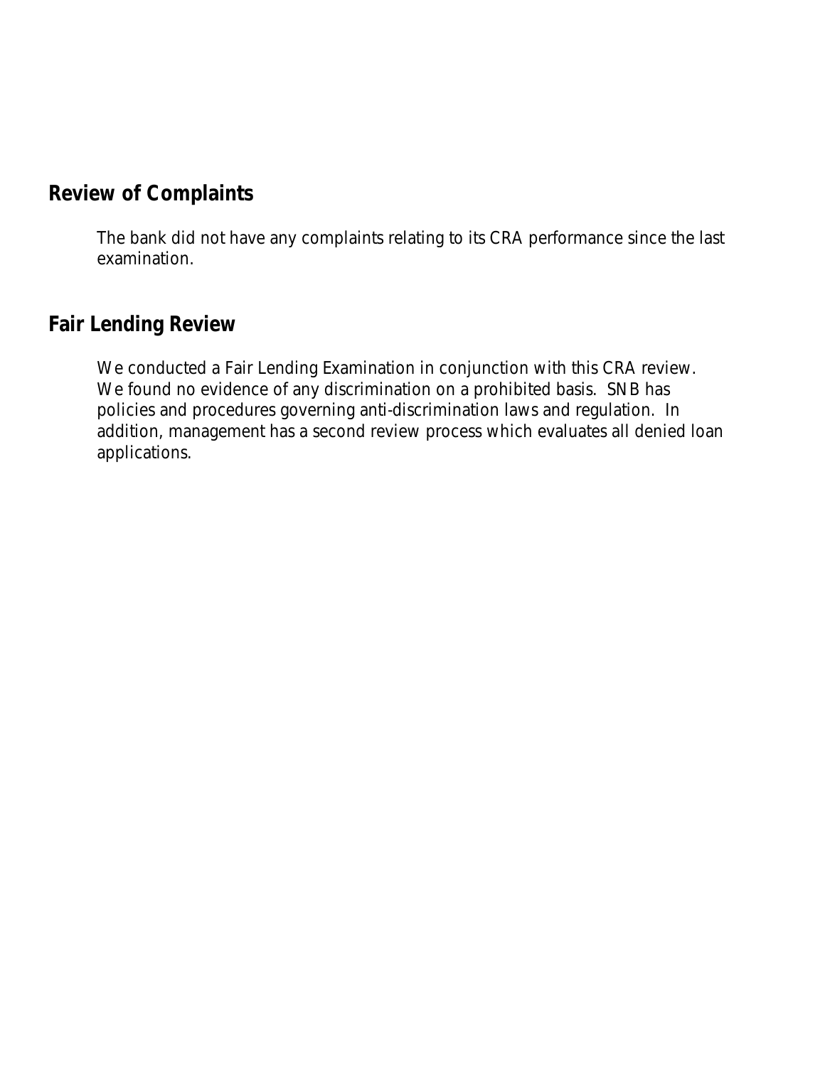## Review of Complaints

The bank did not have any complaints relating to its CRA performance since the last examination.

## Fair Lending Review

We conducted a Fair Lending Examination in conjunction with this CRA review. We found no evidence of any discrimination on a prohibited basis. SNB has policies and procedures governing anti-discrimination laws and regulation. In addition, management has a second review process which evaluates all denied loan applications.